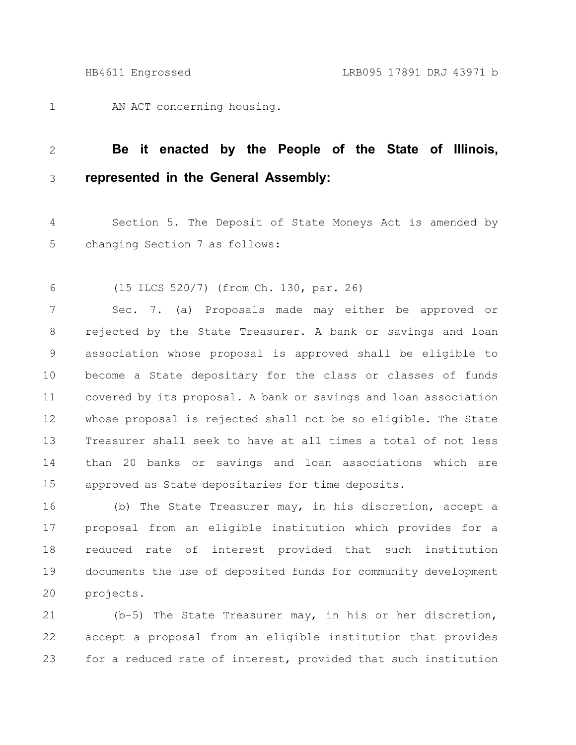AN ACT concerning housing.

**Be it enacted by the People of the State of Illinois, represented in the General Assembly:**

Section 5. The Deposit of State Moneys Act is amended by changing Section 7 as follows:

(15 ILCS 520/7) (from Ch. 130, par. 26)

Sec. 7. (a) Proposals made may either be approved or rejected by the State Treasurer. A bank or savings and loan association whose proposal is approved shall be eligible to become a State depositary for the class or classes of funds covered by its proposal. A bank or savings and loan association whose proposal is rejected shall not be so eligible. The State Treasurer shall seek to have at all times a total of not less than 20 banks or savings and loan associations which are approved as State depositaries for time deposits.

(b) The State Treasurer may, in his discretion, accept a proposal from an eligible institution which provides for a reduced rate of interest provided that such institution documents the use of deposited funds for community development projects.

(b-5) The State Treasurer may, in his or her discretion, accept a proposal from an eligible institution that provides for a reduced rate of interest, provided that such institution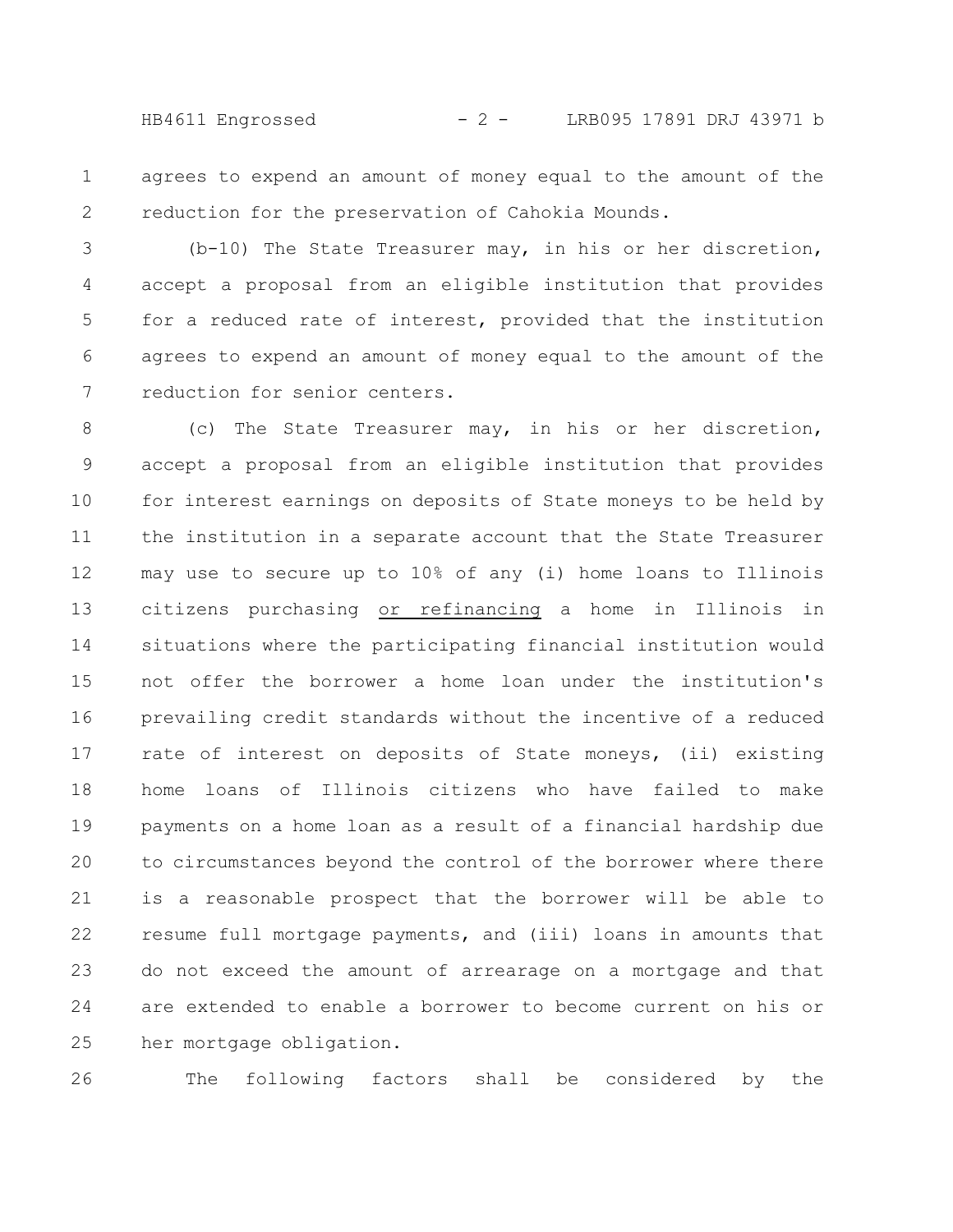agrees to expend an amount of money equal to the amount of the reduction for the preservation of Cahokia Mounds.

(b-10) The State Treasurer may, in his or her discretion, accept a proposal from an eligible institution that provides for a reduced rate of interest, provided that the institution agrees to expend an amount of money equal to the amount of the reduction for senior centers.

(c) The State Treasurer may, in his or her discretion, accept a proposal from an eligible institution that provides for interest earnings on deposits of State moneys to be held by the institution in a separate account that the State Treasurer may use to secure up to 10% of any (i) home loans to Illinois citizens purchasing <u>or refinancing</u> a home in Illinois in situations where the participating financial institution would not offer the borrower a home loan under the institution's prevailing credit standards without the incentive of a reduced rate of interest on deposits of State moneys, (ii) existing home loans of Illinois citizens who have failed to make payments on a home loan as a result of a financial hardship due to circumstances beyond the control of the borrower where there is a reasonable prospect that the borrower will be able to resume full mortgage payments, and (iii) loans in amounts that do not exceed the amount of arrearage on a mortgage and that are extended to enable a borrower to become current on his or her mortgage obligation.

The following factors shall be considered by the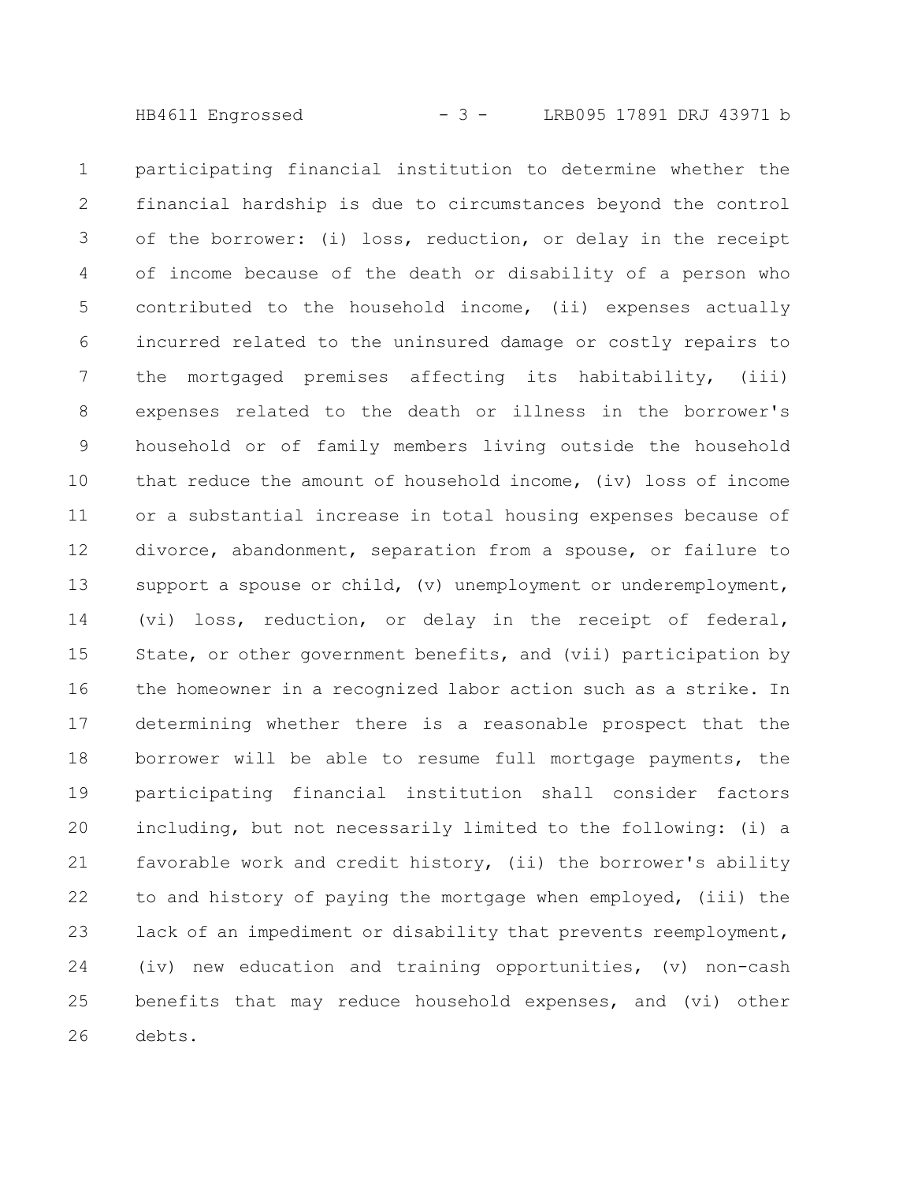participating financial institution to determine whether the financial hardship is due to circumstances beyond the control of the borrower: (i) loss, reduction, or delay in the receipt of income because of the death or disability of a person who contributed to the household income, (ii) expenses actually incurred related to the uninsured damage or costly repairs to the mortgaged premises affecting its habitability, (iii) expenses related to the death or illness in the borrower's household or of family members living outside the household that reduce the amount of household income, (iv) loss of income or a substantial increase in total housing expenses because of divorce, abandonment, separation from a spouse, or failure to support a spouse or child, (v) unemployment or underemployment, (vi) loss, reduction, or delay in the receipt of federal, State, or other government benefits, and (vii) participation by the homeowner in a recognized labor action such as a strike. In determining whether there is a reasonable prospect that the borrower will be able to resume full mortgage payments, the participating financial institution shall consider factors including, but not necessarily limited to the following: (i) a favorable work and credit history, (ii) the borrower's ability to and history of paying the mortgage when employed, (iii) the lack of an impediment or disability that prevents reemployment, (iv) new education and training opportunities, (v) non-cash benefits that may reduce household expenses, and (vi) other debts.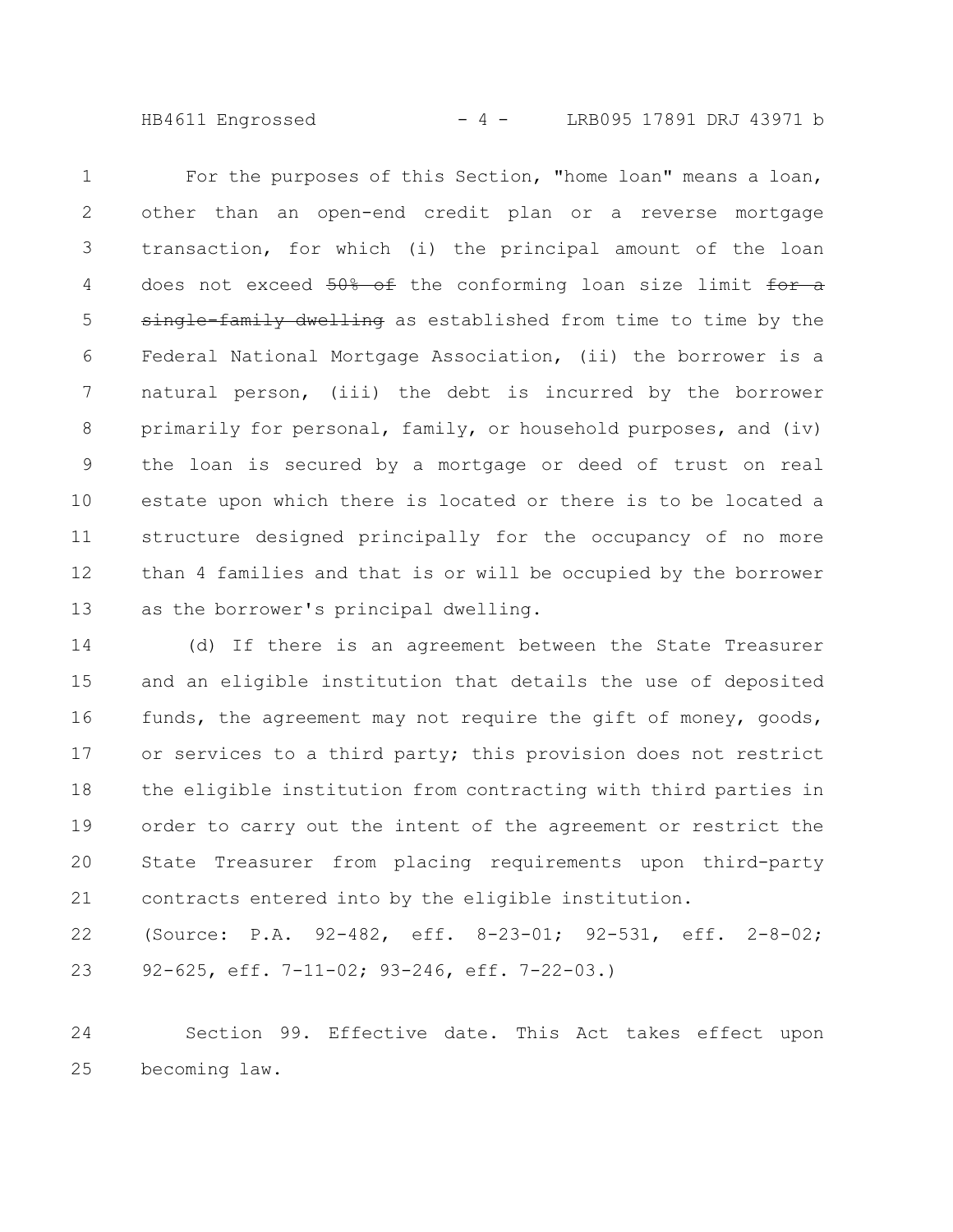For the purposes of this Section, "home loan" means a loan, other than an open-end credit plan or a reverse mortgage transaction, for which (i) the principal amount of the loan does not exceed ~~50% of~~ the conforming loan size limit ~~for a single-family dwelling~~ as established from time to time by the Federal National Mortgage Association, (ii) the borrower is a natural person, (iii) the debt is incurred by the borrower primarily for personal, family, or household purposes, and (iv) the loan is secured by a mortgage or deed of trust on real estate upon which there is located or there is to be located a structure designed principally for the occupancy of no more than 4 families and that is or will be occupied by the borrower as the borrower's principal dwelling.

(d) If there is an agreement between the State Treasurer and an eligible institution that details the use of deposited funds, the agreement may not require the gift of money, goods, or services to a third party; this provision does not restrict the eligible institution from contracting with third parties in order to carry out the intent of the agreement or restrict the State Treasurer from placing requirements upon third-party contracts entered into by the eligible institution.

(Source: P.A. 92-482, eff. 8-23-01; 92-531, eff. 2-8-02; 92-625, eff. 7-11-02; 93-246, eff. 7-22-03.)

Section 99. Effective date. This Act takes effect upon becoming law.